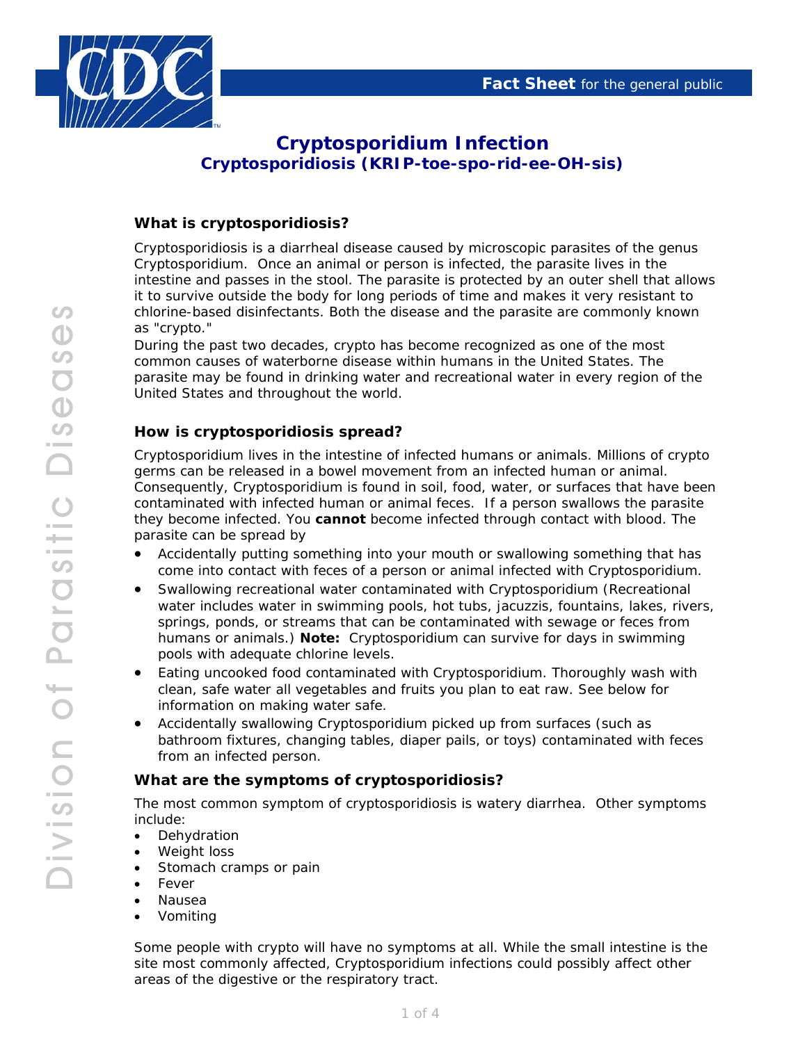Fact Sheet for the general public

# Cryptosporidium Infection

## Cryptosporidiosis (KRIP-toe-spo-rid-ee-OH-sis)

### What is cryptosporidiosis?

Cryptosporidiosis is a diarrheal disease caused by microscopic parasites of the genus Cryptosporidium. Once an animal or person is infected, the parasite lives in the intestine and passes in the stool. The parasite is protected by an outer shell that allows it to survive outside the body for long periods of time and makes it very resistant to chlorine-based disinfectants. Both the disease and the parasite are commonly known as "crypto."

During the past two decades, crypto has become recognized as one of the most common causes of waterborne disease within humans in the United States. The parasite may be found in drinking water and recreational water in every region of the United States and throughout the world.

### How is cryptosporidiosis spread?

Cryptosporidium lives in the intestine of infected humans or animals. Millions of crypto germs can be released in a bowel movement from an infected human or animal. Consequently, Cryptosporidium is found in soil, food, water, or surfaces that have been contaminated with infected human or animal feces. If a person swallows the parasite they become infected. You **cannot** become infected through contact with blood. The parasite can be spread by

- Accidentally putting something into your mouth or swallowing something that has come into contact with feces of a person or animal infected with Cryptosporidium.
- Swallowing recreational water contaminated with Cryptosporidium (Recreational water includes water in swimming pools, hot tubs, jacuzzis, fountains, lakes, rivers, springs, ponds, or streams that can be contaminated with sewage or feces from humans or animals.) **Note:** Cryptosporidium can survive for days in swimming pools with adequate chlorine levels.
- Eating uncooked food contaminated with Cryptosporidium. Thoroughly wash with clean, safe water all vegetables and fruits you plan to eat raw. See below for information on making water safe.
- Accidentally swallowing Cryptosporidium picked up from surfaces (such as bathroom fixtures, changing tables, diaper pails, or toys) contaminated with feces from an infected person.

### What are the symptoms of cryptosporidiosis?

The most common symptom of cryptosporidiosis is watery diarrhea. Other symptoms include:

- Dehydration
- Weight loss
- Stomach cramps or pain
- Fever
- Nausea
- Vomiting

Some people with crypto will have no symptoms at all. While the small intestine is the site most commonly affected, Cryptosporidium infections could possibly affect other areas of the digestive or the respiratory tract.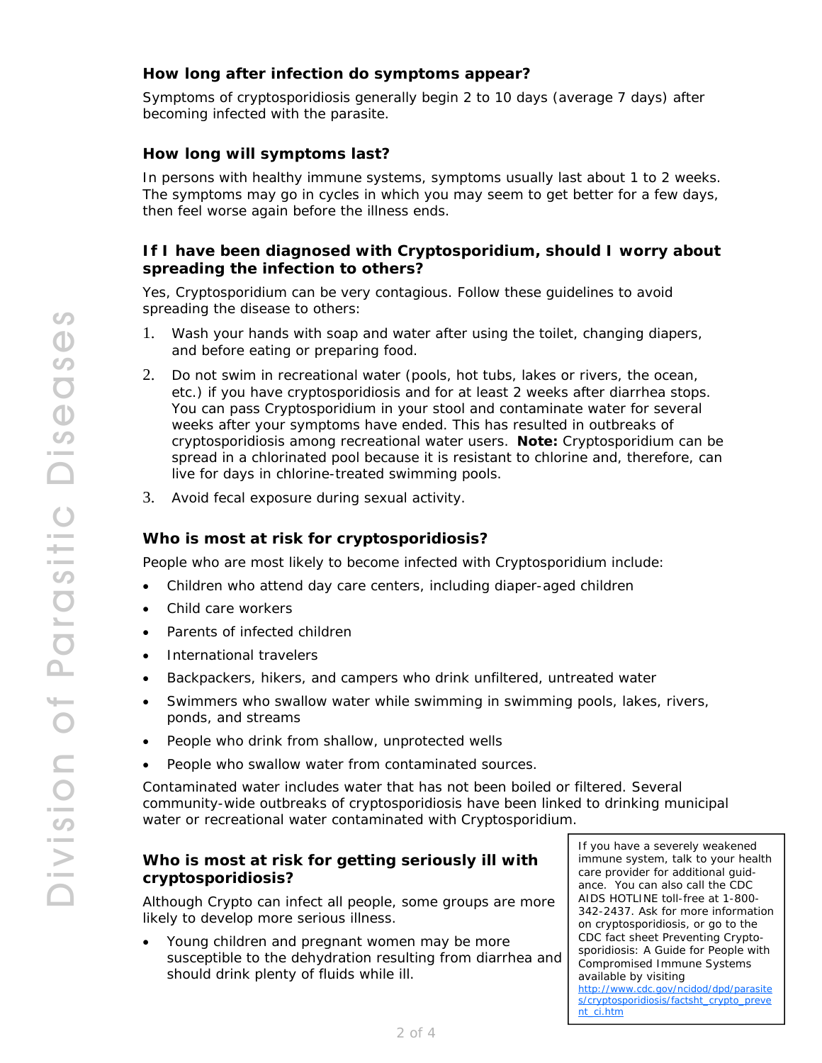### How long after infection do symptoms appear?

Symptoms of cryptosporidiosis generally begin 2 to 10 days (average 7 days) after becoming infected with the parasite.

### How long will symptoms last?

In persons with healthy immune systems, symptoms usually last about 1 to 2 weeks. The symptoms may go in cycles in which you may seem to get better for a few days, then feel worse again before the illness ends.

### If I have been diagnosed with Cryptosporidium, should I worry about spreading the infection to others?

Yes, Cryptosporidium can be very contagious. Follow these guidelines to avoid spreading the disease to others:

1. Wash your hands with soap and water after using the toilet, changing diapers, and before eating or preparing food.
2. Do not swim in recreational water (pools, hot tubs, lakes or rivers, the ocean, etc.) if you have cryptosporidiosis and for at least 2 weeks after diarrhea stops. You can pass Cryptosporidium in your stool and contaminate water for several weeks after your symptoms have ended. This has resulted in outbreaks of cryptosporidiosis among recreational water users. **Note:** Cryptosporidium can be spread in a chlorinated pool because it is resistant to chlorine and, therefore, can live for days in chlorine-treated swimming pools.
3. Avoid fecal exposure during sexual activity.

### Who is most at risk for cryptosporidiosis?

People who are most likely to become infected with Cryptosporidium include:

- Children who attend day care centers, including diaper-aged children
- Child care workers
- Parents of infected children
- International travelers
- Backpackers, hikers, and campers who drink unfiltered, untreated water
- Swimmers who swallow water while swimming in swimming pools, lakes, rivers, ponds, and streams
- People who drink from shallow, unprotected wells
- People who swallow water from contaminated sources.

Contaminated water includes water that has not been boiled or filtered. Several community-wide outbreaks of cryptosporidiosis have been linked to drinking municipal water or recreational water contaminated with Cryptosporidium.

### Who is most at risk for getting seriously ill with cryptosporidiosis?

Although Crypto can infect all people, some groups are more likely to develop more serious illness.

- Young children and pregnant women may be more susceptible to the dehydration resulting from diarrhea and should drink plenty of fluids while ill.

If you have a severely weakened immune system, talk to your health care provider for additional guidance. You can also call the CDC AIDS HOTLINE toll-free at 1-800-342-2437. Ask for more information on cryptosporidiosis, or go to the CDC fact sheet Preventing Cryptosporidiosis: A Guide for People with Compromised Immune Systems available by visiting http://www.cdc.gov/ncidod/dpd/parasites/cryptosporidiosis/factsht_crypto_prevent_ci.htm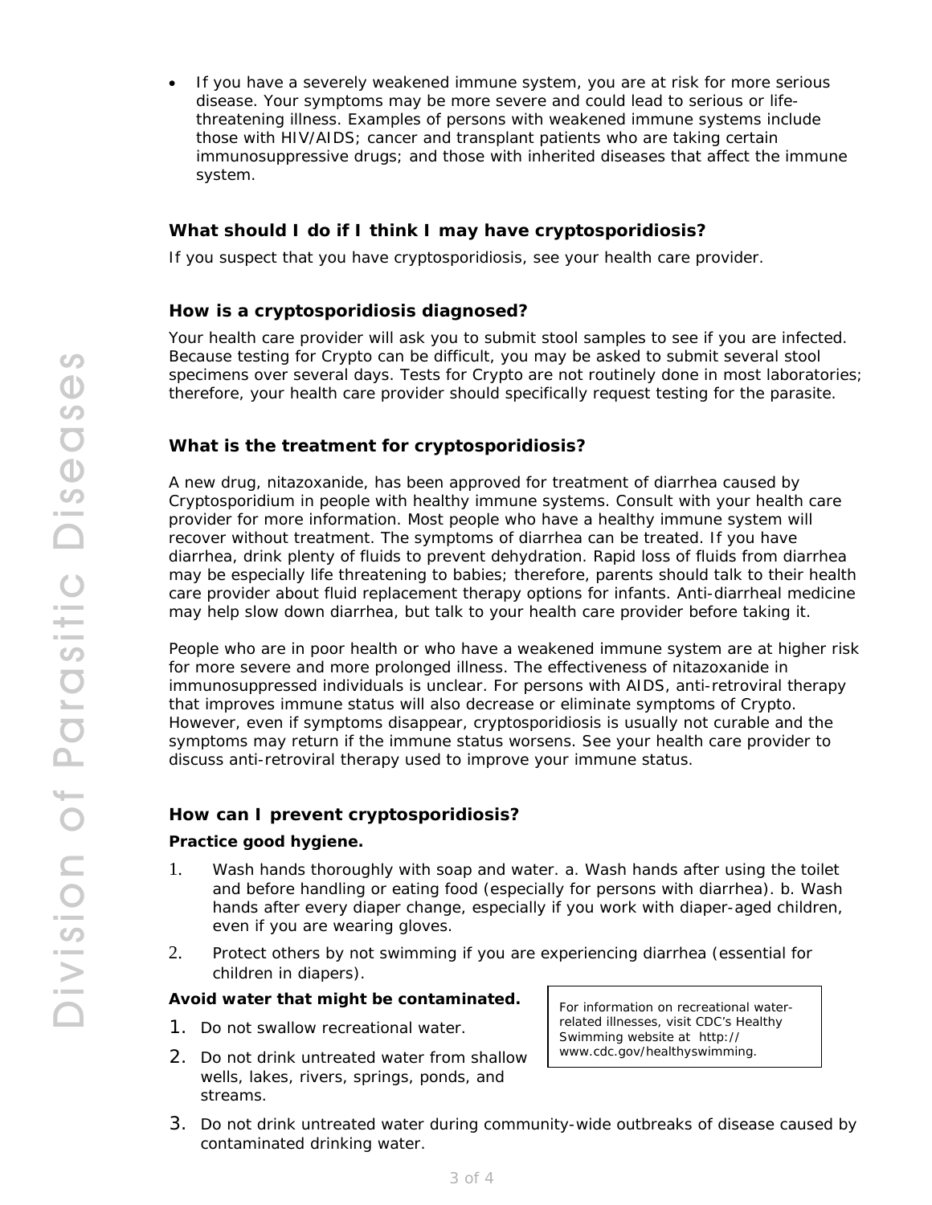- If you have a severely weakened immune system, you are at risk for more serious disease. Your symptoms may be more severe and could lead to serious or life-threatening illness. Examples of persons with weakened immune systems include those with HIV/AIDS; cancer and transplant patients who are taking certain immunosuppressive drugs; and those with inherited diseases that affect the immune system.

### What should I do if I think I may have cryptosporidiosis?

If you suspect that you have cryptosporidiosis, see your health care provider.

### How is a cryptosporidiosis diagnosed?

Your health care provider will ask you to submit stool samples to see if you are infected. Because testing for Crypto can be difficult, you may be asked to submit several stool specimens over several days. Tests for Crypto are not routinely done in most laboratories; therefore, your health care provider should specifically request testing for the parasite.

### What is the treatment for cryptosporidiosis?

A new drug, nitazoxanide, has been approved for treatment of diarrhea caused by Cryptosporidium in people with healthy immune systems. Consult with your health care provider for more information. Most people who have a healthy immune system will recover without treatment. The symptoms of diarrhea can be treated. If you have diarrhea, drink plenty of fluids to prevent dehydration. Rapid loss of fluids from diarrhea may be especially life threatening to babies; therefore, parents should talk to their health care provider about fluid replacement therapy options for infants. Anti-diarrheal medicine may help slow down diarrhea, but talk to your health care provider before taking it.

People who are in poor health or who have a weakened immune system are at higher risk for more severe and more prolonged illness. The effectiveness of nitazoxanide in immunosuppressed individuals is unclear. For persons with AIDS, anti-retroviral therapy that improves immune status will also decrease or eliminate symptoms of Crypto. However, even if symptoms disappear, cryptosporidiosis is usually not curable and the symptoms may return if the immune status worsens. See your health care provider to discuss anti-retroviral therapy used to improve your immune status.

### How can I prevent cryptosporidiosis?

**Practice good hygiene.**

1. Wash hands thoroughly with soap and water. a. Wash hands after using the toilet and before handling or eating food (especially for persons with diarrhea). b. Wash hands after every diaper change, especially if you work with diaper-aged children, even if you are wearing gloves.
2. Protect others by not swimming if you are experiencing diarrhea (essential for children in diapers).

**Avoid water that might be contaminated.**

1. Do not swallow recreational water.
2. Do not drink untreated water from shallow wells, lakes, rivers, springs, ponds, and streams.
3. Do not drink untreated water during community-wide outbreaks of disease caused by contaminated drinking water.

> For information on recreational water-related illnesses, visit CDC's Healthy Swimming website at http://www.cdc.gov/healthyswimming.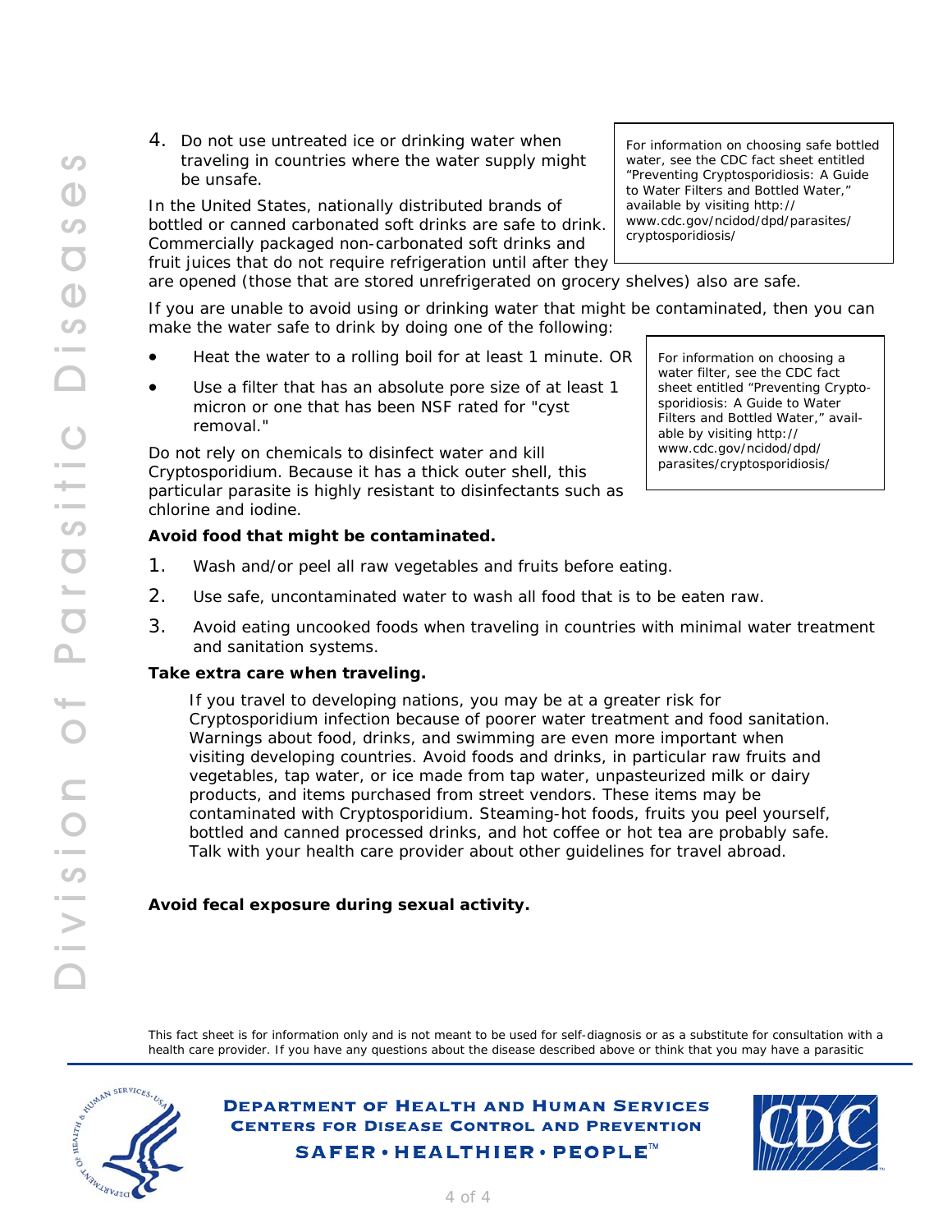4. Do not use untreated ice or drinking water when traveling in countries where the water supply might be unsafe.

In the United States, nationally distributed brands of bottled or canned carbonated soft drinks are safe to drink. Commercially packaged non-carbonated soft drinks and fruit juices that do not require refrigeration until after they are opened (those that are stored unrefrigerated on grocery shelves) also are safe.

> For information on choosing safe bottled water, see the CDC fact sheet entitled "Preventing Cryptosporidiosis: A Guide to Water Filters and Bottled Water," available by visiting http://www.cdc.gov/ncidod/dpd/parasites/cryptosporidiosis/

If you are unable to avoid using or drinking water that might be contaminated, then you can make the water safe to drink by doing one of the following:

- Heat the water to a rolling boil for at least 1 minute. OR
- Use a filter that has an absolute pore size of at least 1 micron or one that has been NSF rated for "cyst removal."

> For information on choosing a water filter, see the CDC fact sheet entitled "Preventing Cryptosporidiosis: A Guide to Water Filters and Bottled Water," available by visiting http://www.cdc.gov/ncidod/dpd/parasites/cryptosporidiosis/

Do not rely on chemicals to disinfect water and kill Cryptosporidium. Because it has a thick outer shell, this particular parasite is highly resistant to disinfectants such as chlorine and iodine.

**Avoid food that might be contaminated.**

1. Wash and/or peel all raw vegetables and fruits before eating.
2. Use safe, uncontaminated water to wash all food that is to be eaten raw.
3. Avoid eating uncooked foods when traveling in countries with minimal water treatment and sanitation systems.

**Take extra care when traveling.**

If you travel to developing nations, you may be at a greater risk for Cryptosporidium infection because of poorer water treatment and food sanitation. Warnings about food, drinks, and swimming are even more important when visiting developing countries. Avoid foods and drinks, in particular raw fruits and vegetables, tap water, or ice made from tap water, unpasteurized milk or dairy products, and items purchased from street vendors. These items may be contaminated with Cryptosporidium. Steaming-hot foods, fruits you peel yourself, bottled and canned processed drinks, and hot coffee or hot tea are probably safe. Talk with your health care provider about other guidelines for travel abroad.

**Avoid fecal exposure during sexual activity.**

This fact sheet is for information only and is not meant to be used for self-diagnosis or as a substitute for consultation with a health care provider. If you have any questions about the disease described above or think that you may have a parasitic